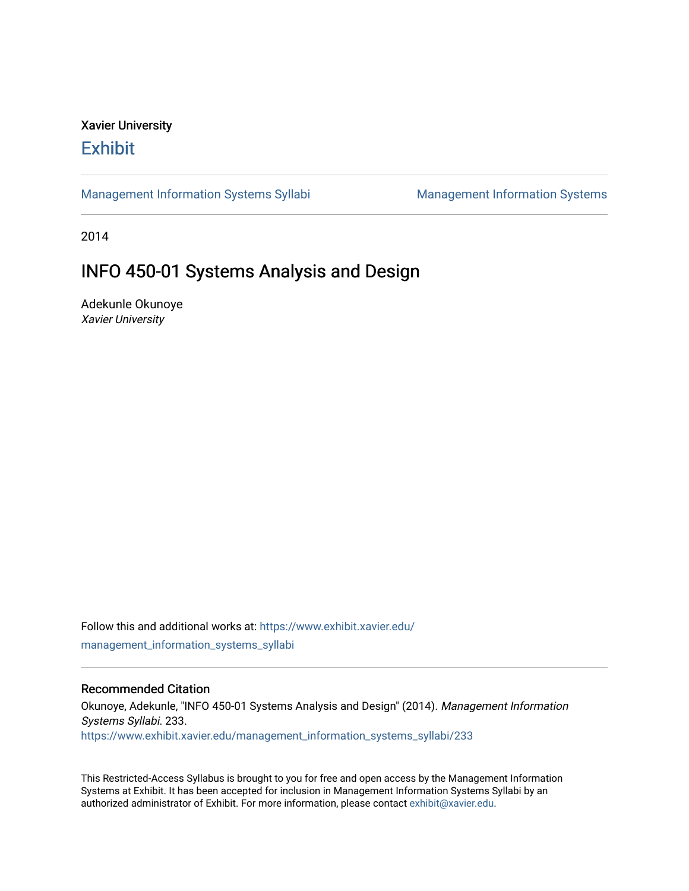Xavier University

# Exhibit

Management Information Systems Syllabi | Management Information Systems

2014

# INFO 450-01 Systems Analysis and Design

Adekunle Okunoye
*Xavier University*

Follow this and additional works at: https://www.exhibit.xavier.edu/management_information_systems_syllabi

## Recommended Citation

Okunoye, Adekunle, "INFO 450-01 Systems Analysis and Design" (2014). *Management Information Systems Syllabi*. 233.
https://www.exhibit.xavier.edu/management_information_systems_syllabi/233

This Restricted-Access Syllabus is brought to you for free and open access by the Management Information Systems at Exhibit. It has been accepted for inclusion in Management Information Systems Syllabi by an authorized administrator of Exhibit. For more information, please contact exhibit@xavier.edu.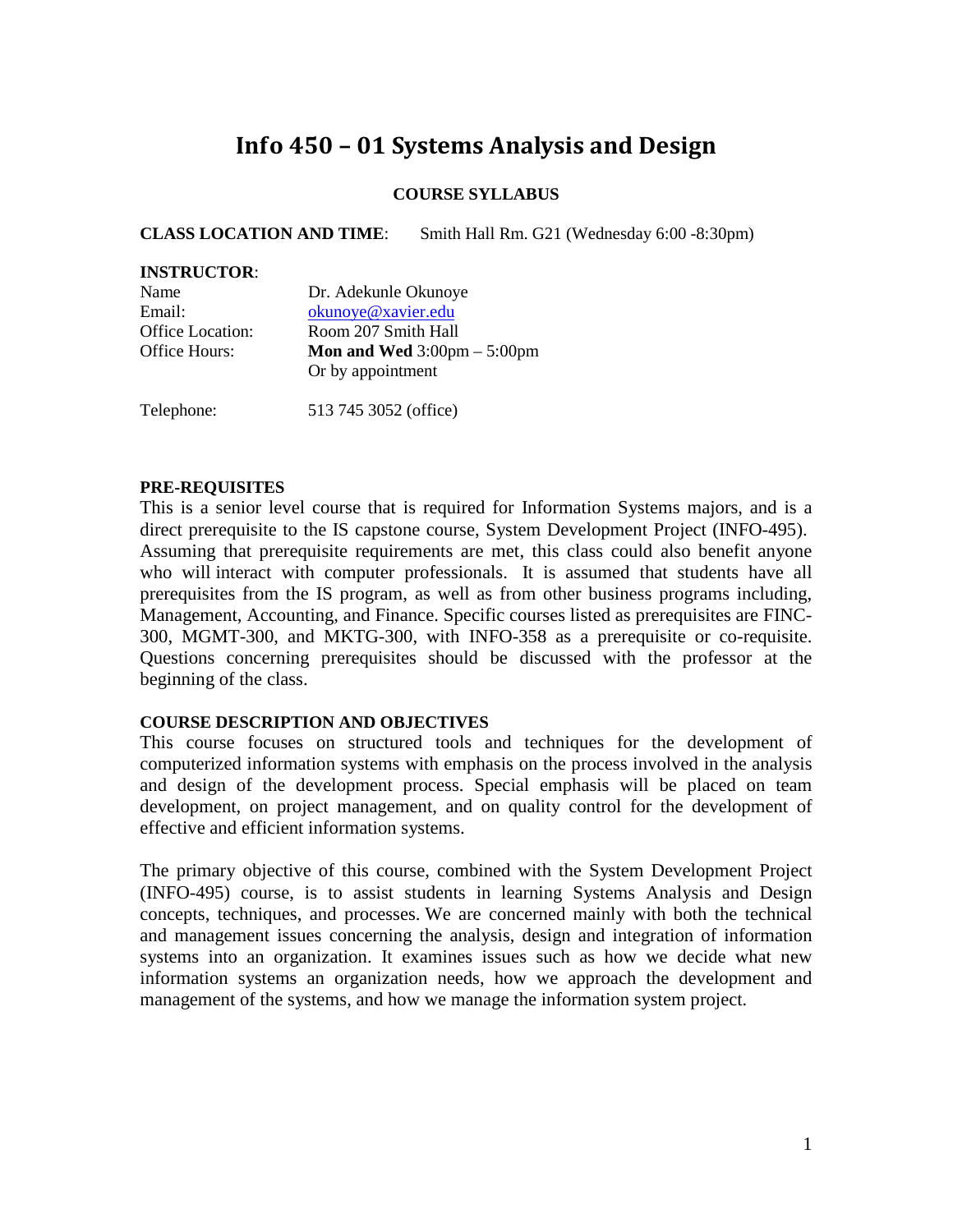# Info 450 – 01 Systems Analysis and Design

**COURSE SYLLABUS**

**CLASS LOCATION AND TIME**: Smith Hall Rm. G21 (Wednesday 6:00 -8:30pm)

**INSTRUCTOR**:

Name: Dr. Adekunle Okunoye
Email: okunoye@xavier.edu
Office Location: Room 207 Smith Hall
Office Hours: **Mon and Wed** 3:00pm – 5:00pm
Or by appointment

Telephone: 513 745 3052 (office)

**PRE-REQUISITES**

This is a senior level course that is required for Information Systems majors, and is a direct prerequisite to the IS capstone course, System Development Project (INFO-495). Assuming that prerequisite requirements are met, this class could also benefit anyone who will interact with computer professionals. It is assumed that students have all prerequisites from the IS program, as well as from other business programs including, Management, Accounting, and Finance. Specific courses listed as prerequisites are FINC-300, MGMT-300, and MKTG-300, with INFO-358 as a prerequisite or co-requisite. Questions concerning prerequisites should be discussed with the professor at the beginning of the class.

**COURSE DESCRIPTION AND OBJECTIVES**

This course focuses on structured tools and techniques for the development of computerized information systems with emphasis on the process involved in the analysis and design of the development process. Special emphasis will be placed on team development, on project management, and on quality control for the development of effective and efficient information systems.

The primary objective of this course, combined with the System Development Project (INFO-495) course, is to assist students in learning Systems Analysis and Design concepts, techniques, and processes. We are concerned mainly with both the technical and management issues concerning the analysis, design and integration of information systems into an organization. It examines issues such as how we decide what new information systems an organization needs, how we approach the development and management of the systems, and how we manage the information system project.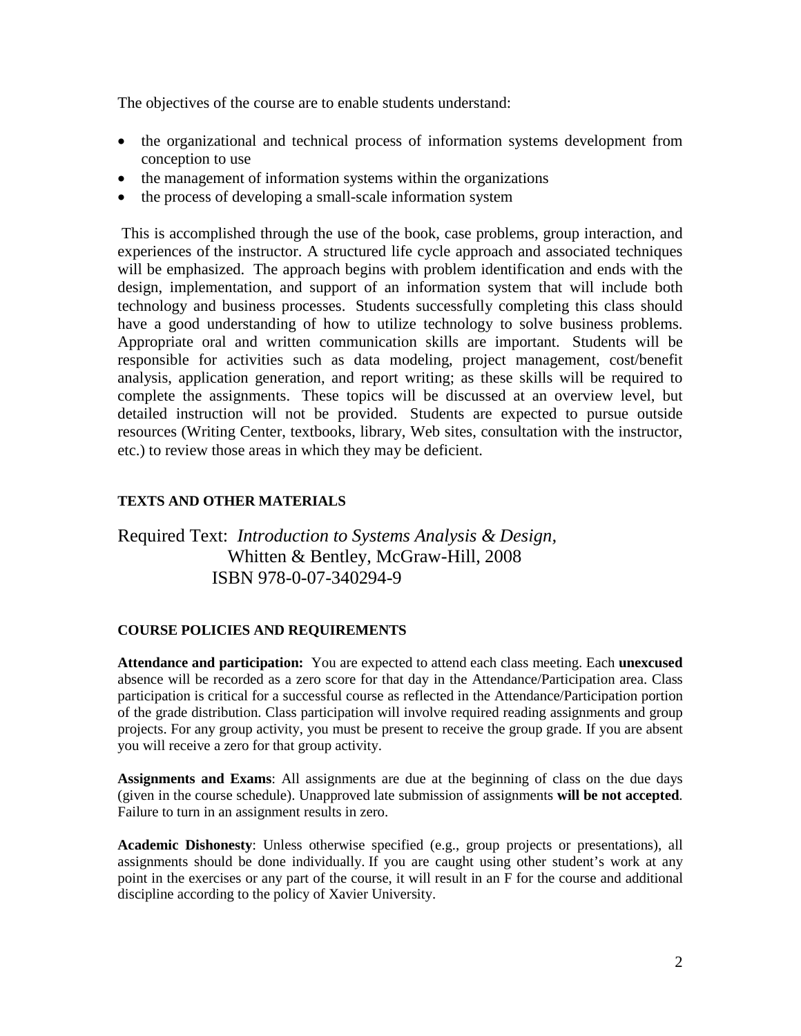The objectives of the course are to enable students understand:

- the organizational and technical process of information systems development from conception to use
- the management of information systems within the organizations
- the process of developing a small-scale information system

This is accomplished through the use of the book, case problems, group interaction, and experiences of the instructor. A structured life cycle approach and associated techniques will be emphasized. The approach begins with problem identification and ends with the design, implementation, and support of an information system that will include both technology and business processes. Students successfully completing this class should have a good understanding of how to utilize technology to solve business problems. Appropriate oral and written communication skills are important. Students will be responsible for activities such as data modeling, project management, cost/benefit analysis, application generation, and report writing; as these skills will be required to complete the assignments. These topics will be discussed at an overview level, but detailed instruction will not be provided. Students are expected to pursue outside resources (Writing Center, textbooks, library, Web sites, consultation with the instructor, etc.) to review those areas in which they may be deficient.

### TEXTS AND OTHER MATERIALS

Required Text: *Introduction to Systems Analysis & Design,*
Whitten & Bentley, McGraw-Hill, 2008
ISBN 978-0-07-340294-9

### COURSE POLICIES AND REQUIREMENTS

**Attendance and participation:** You are expected to attend each class meeting. Each **unexcused** absence will be recorded as a zero score for that day in the Attendance/Participation area. Class participation is critical for a successful course as reflected in the Attendance/Participation portion of the grade distribution. Class participation will involve required reading assignments and group projects. For any group activity, you must be present to receive the group grade. If you are absent you will receive a zero for that group activity.

**Assignments and Exams**: All assignments are due at the beginning of class on the due days (given in the course schedule). Unapproved late submission of assignments **will be not accepted**. Failure to turn in an assignment results in zero.

**Academic Dishonesty**: Unless otherwise specified (e.g., group projects or presentations), all assignments should be done individually. If you are caught using other student's work at any point in the exercises or any part of the course, it will result in an F for the course and additional discipline according to the policy of Xavier University.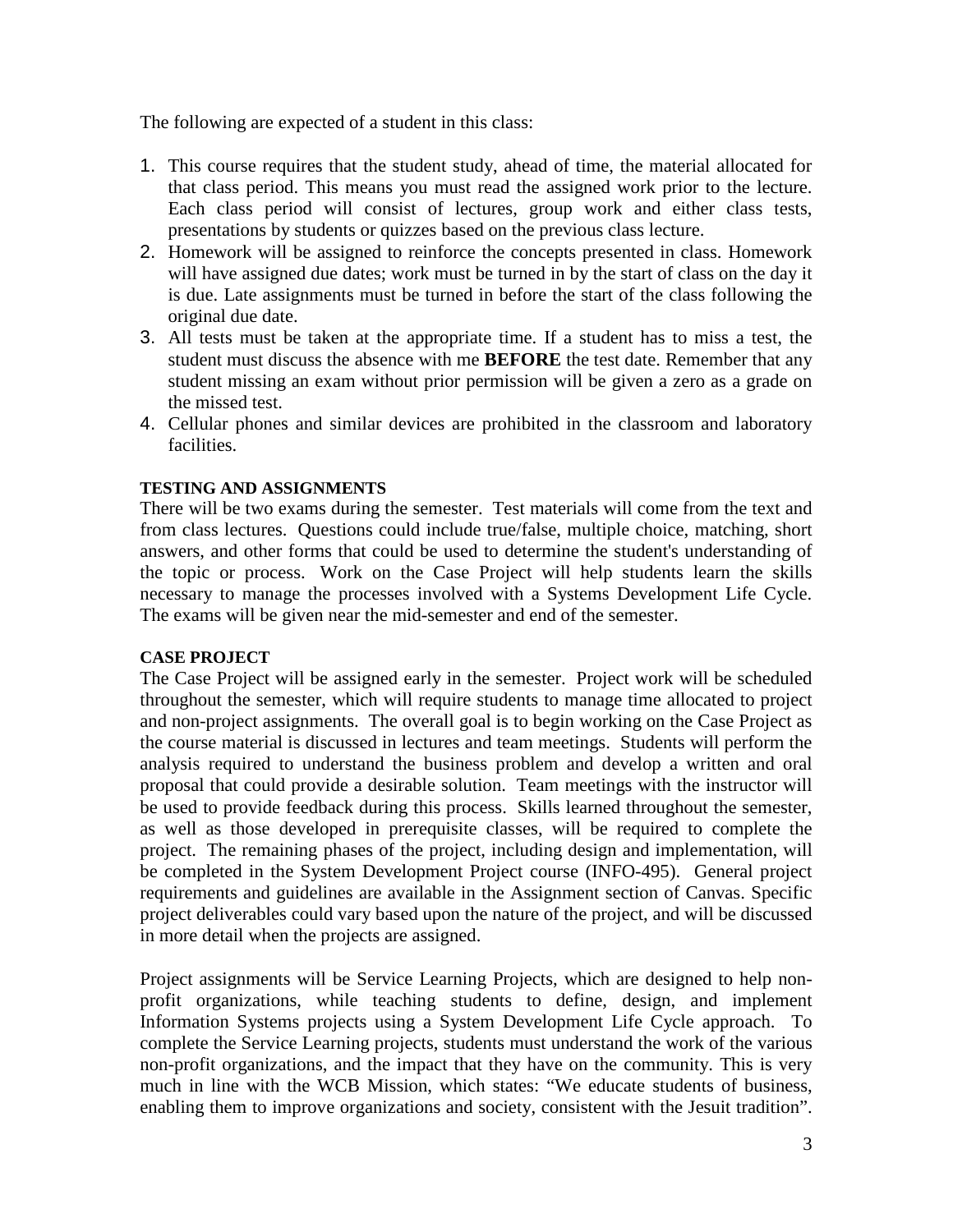The following are expected of a student in this class:

1. This course requires that the student study, ahead of time, the material allocated for that class period. This means you must read the assigned work prior to the lecture. Each class period will consist of lectures, group work and either class tests, presentations by students or quizzes based on the previous class lecture.
2. Homework will be assigned to reinforce the concepts presented in class. Homework will have assigned due dates; work must be turned in by the start of class on the day it is due. Late assignments must be turned in before the start of the class following the original due date.
3. All tests must be taken at the appropriate time. If a student has to miss a test, the student must discuss the absence with me **BEFORE** the test date. Remember that any student missing an exam without prior permission will be given a zero as a grade on the missed test.
4. Cellular phones and similar devices are prohibited in the classroom and laboratory facilities.

**TESTING AND ASSIGNMENTS**

There will be two exams during the semester. Test materials will come from the text and from class lectures. Questions could include true/false, multiple choice, matching, short answers, and other forms that could be used to determine the student's understanding of the topic or process. Work on the Case Project will help students learn the skills necessary to manage the processes involved with a Systems Development Life Cycle. The exams will be given near the mid-semester and end of the semester.

**CASE PROJECT**

The Case Project will be assigned early in the semester. Project work will be scheduled throughout the semester, which will require students to manage time allocated to project and non-project assignments. The overall goal is to begin working on the Case Project as the course material is discussed in lectures and team meetings. Students will perform the analysis required to understand the business problem and develop a written and oral proposal that could provide a desirable solution. Team meetings with the instructor will be used to provide feedback during this process. Skills learned throughout the semester, as well as those developed in prerequisite classes, will be required to complete the project. The remaining phases of the project, including design and implementation, will be completed in the System Development Project course (INFO-495). General project requirements and guidelines are available in the Assignment section of Canvas. Specific project deliverables could vary based upon the nature of the project, and will be discussed in more detail when the projects are assigned.

Project assignments will be Service Learning Projects, which are designed to help non-profit organizations, while teaching students to define, design, and implement Information Systems projects using a System Development Life Cycle approach. To complete the Service Learning projects, students must understand the work of the various non-profit organizations, and the impact that they have on the community. This is very much in line with the WCB Mission, which states: "We educate students of business, enabling them to improve organizations and society, consistent with the Jesuit tradition".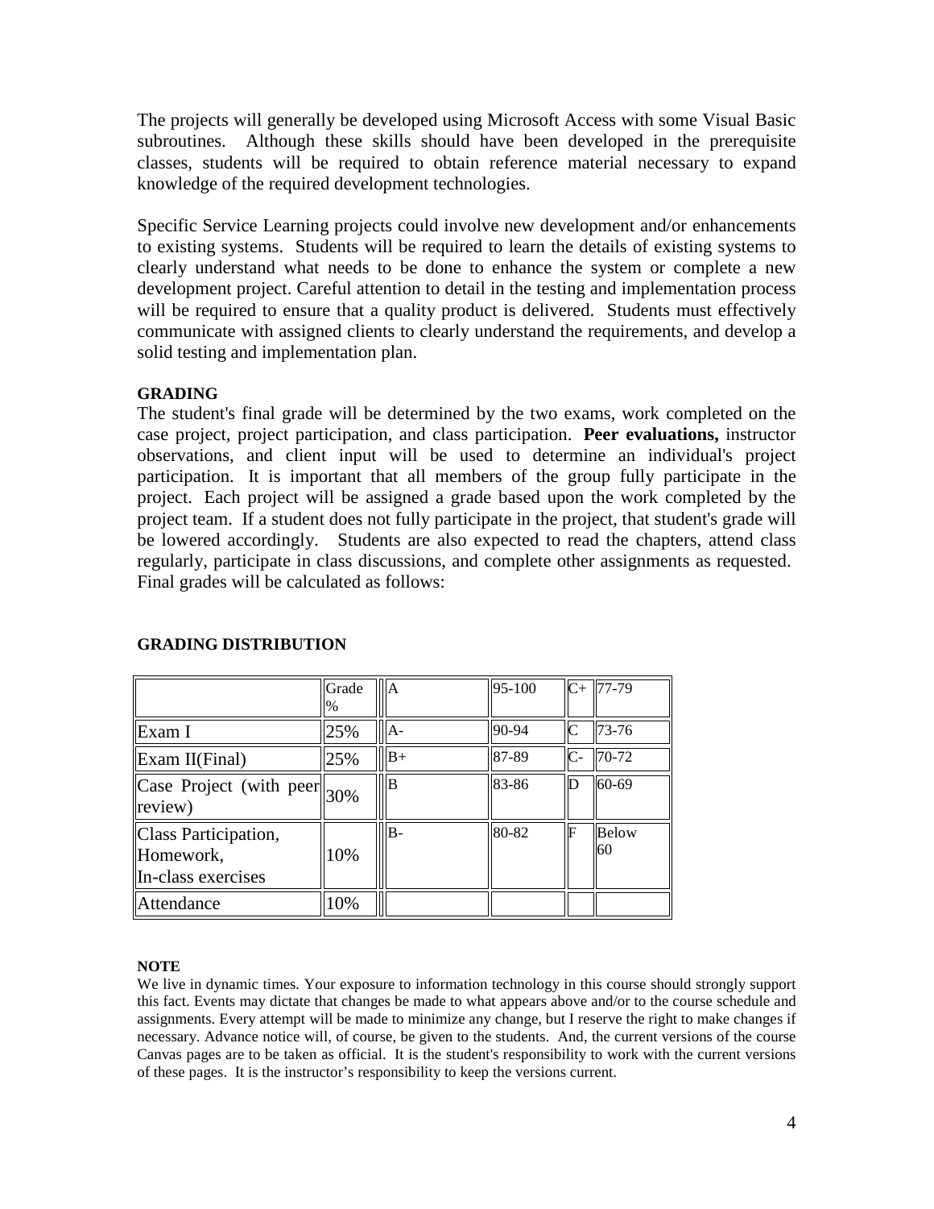The projects will generally be developed using Microsoft Access with some Visual Basic subroutines. Although these skills should have been developed in the prerequisite classes, students will be required to obtain reference material necessary to expand knowledge of the required development technologies.

Specific Service Learning projects could involve new development and/or enhancements to existing systems. Students will be required to learn the details of existing systems to clearly understand what needs to be done to enhance the system or complete a new development project. Careful attention to detail in the testing and implementation process will be required to ensure that a quality product is delivered. Students must effectively communicate with assigned clients to clearly understand the requirements, and develop a solid testing and implementation plan.

**GRADING**

The student's final grade will be determined by the two exams, work completed on the case project, project participation, and class participation. **Peer evaluations,** instructor observations, and client input will be used to determine an individual's project participation. It is important that all members of the group fully participate in the project. Each project will be assigned a grade based upon the work completed by the project team. If a student does not fully participate in the project, that student's grade will be lowered accordingly. Students are also expected to read the chapters, attend class regularly, participate in class discussions, and complete other assignments as requested. Final grades will be calculated as follows:

**GRADING DISTRIBUTION**

| | Grade % | | | | |
|---|---|---|---|---|---|
| | | A | 95-100 | C+ | 77-79 |
| Exam I | 25% | A- | 90-94 | C | 73-76 |
| Exam II(Final) | 25% | B+ | 87-89 | C- | 70-72 |
| Case Project (with peer review) | 30% | B | 83-86 | D | 60-69 |
| Class Participation, Homework, In-class exercises | 10% | B- | 80-82 | F | Below 60 |
| Attendance | 10% | | | | |

**NOTE**

We live in dynamic times. Your exposure to information technology in this course should strongly support this fact. Events may dictate that changes be made to what appears above and/or to the course schedule and assignments. Every attempt will be made to minimize any change, but I reserve the right to make changes if necessary. Advance notice will, of course, be given to the students. And, the current versions of the course Canvas pages are to be taken as official. It is the student's responsibility to work with the current versions of these pages. It is the instructor's responsibility to keep the versions current.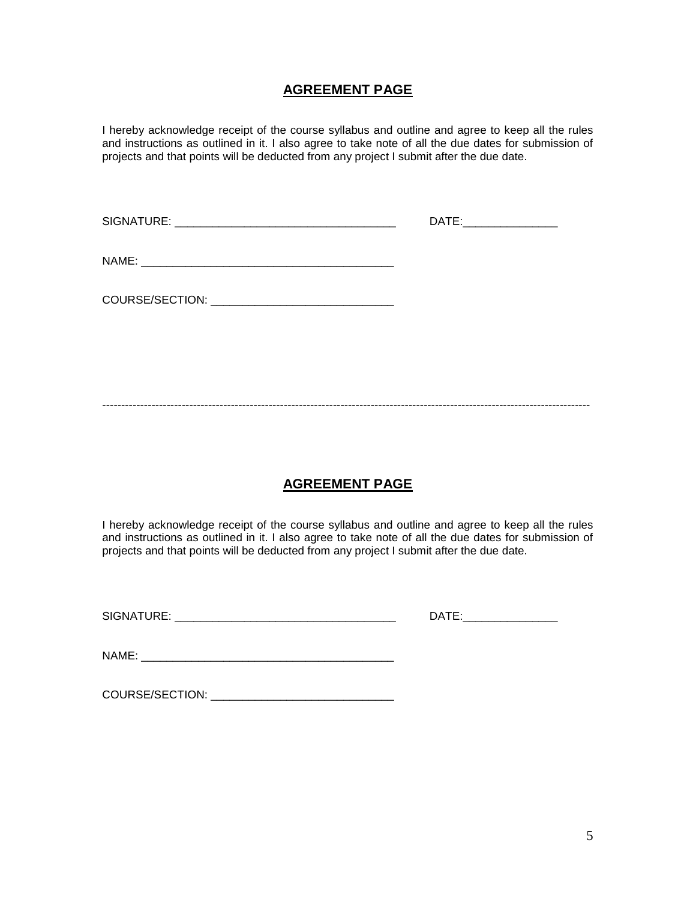## **AGREEMENT PAGE**

I hereby acknowledge receipt of the course syllabus and outline and agree to keep all the rules and instructions as outlined in it. I also agree to take note of all the due dates for submission of projects and that points will be deducted from any project I submit after the due date.

SIGNATURE: ___________________________________ DATE:_______________

NAME: ________________________________________

COURSE/SECTION: ____________________________

---

## **AGREEMENT PAGE**

I hereby acknowledge receipt of the course syllabus and outline and agree to keep all the rules and instructions as outlined in it. I also agree to take note of all the due dates for submission of projects and that points will be deducted from any project I submit after the due date.

SIGNATURE: ___________________________________ DATE:_______________

NAME: ________________________________________

COURSE/SECTION: ____________________________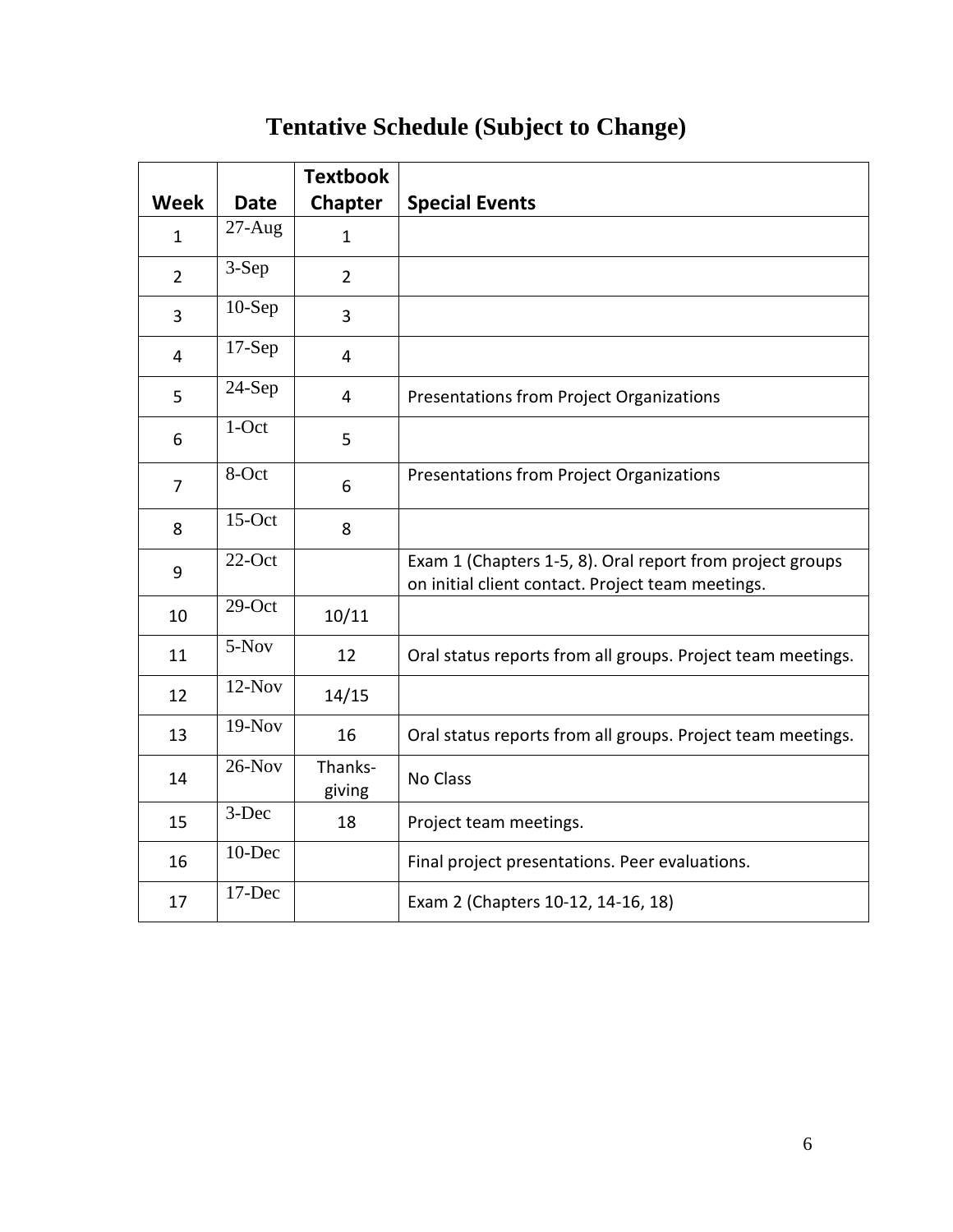# Tentative Schedule (Subject to Change)

| Week | Date | Textbook Chapter | Special Events |
|---|---|---|---|
| 1 | 27-Aug | 1 | |
| 2 | 3-Sep | 2 | |
| 3 | 10-Sep | 3 | |
| 4 | 17-Sep | 4 | |
| 5 | 24-Sep | 4 | Presentations from Project Organizations |
| 6 | 1-Oct | 5 | |
| 7 | 8-Oct | 6 | Presentations from Project Organizations |
| 8 | 15-Oct | 8 | |
| 9 | 22-Oct | | Exam 1 (Chapters 1-5, 8). Oral report from project groups on initial client contact. Project team meetings. |
| 10 | 29-Oct | 10/11 | |
| 11 | 5-Nov | 12 | Oral status reports from all groups. Project team meetings. |
| 12 | 12-Nov | 14/15 | |
| 13 | 19-Nov | 16 | Oral status reports from all groups. Project team meetings. |
| 14 | 26-Nov | Thanks-giving | No Class |
| 15 | 3-Dec | 18 | Project team meetings. |
| 16 | 10-Dec | | Final project presentations. Peer evaluations. |
| 17 | 17-Dec | | Exam 2 (Chapters 10-12, 14-16, 18) |